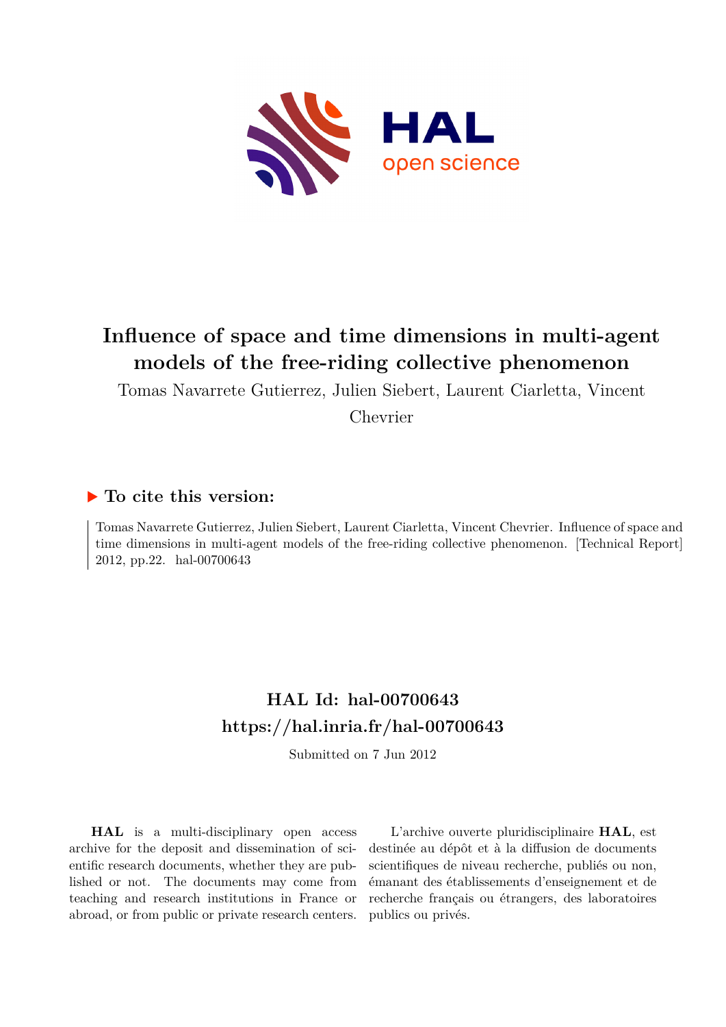# Influence of space and time dimensions in multi-agent models of the free-riding collective phenomenon

Tomas Navarrete Gutierrez, Julien Siebert, Laurent Ciarletta, Vincent Chevrier

## ▶ To cite this version:

Tomas Navarrete Gutierrez, Julien Siebert, Laurent Ciarletta, Vincent Chevrier. Influence of space and time dimensions in multi-agent models of the free-riding collective phenomenon. [Technical Report] 2012, pp.22. hal-00700643

## HAL Id: hal-00700643
## https://hal.inria.fr/hal-00700643

Submitted on 7 Jun 2012

**HAL** is a multi-disciplinary open access archive for the deposit and dissemination of scientific research documents, whether they are published or not. The documents may come from teaching and research institutions in France or abroad, or from public or private research centers.

L'archive ouverte pluridisciplinaire **HAL**, est destinée au dépôt et à la diffusion de documents scientifiques de niveau recherche, publiés ou non, émanant des établissements d'enseignement et de recherche français ou étrangers, des laboratoires publics ou privés.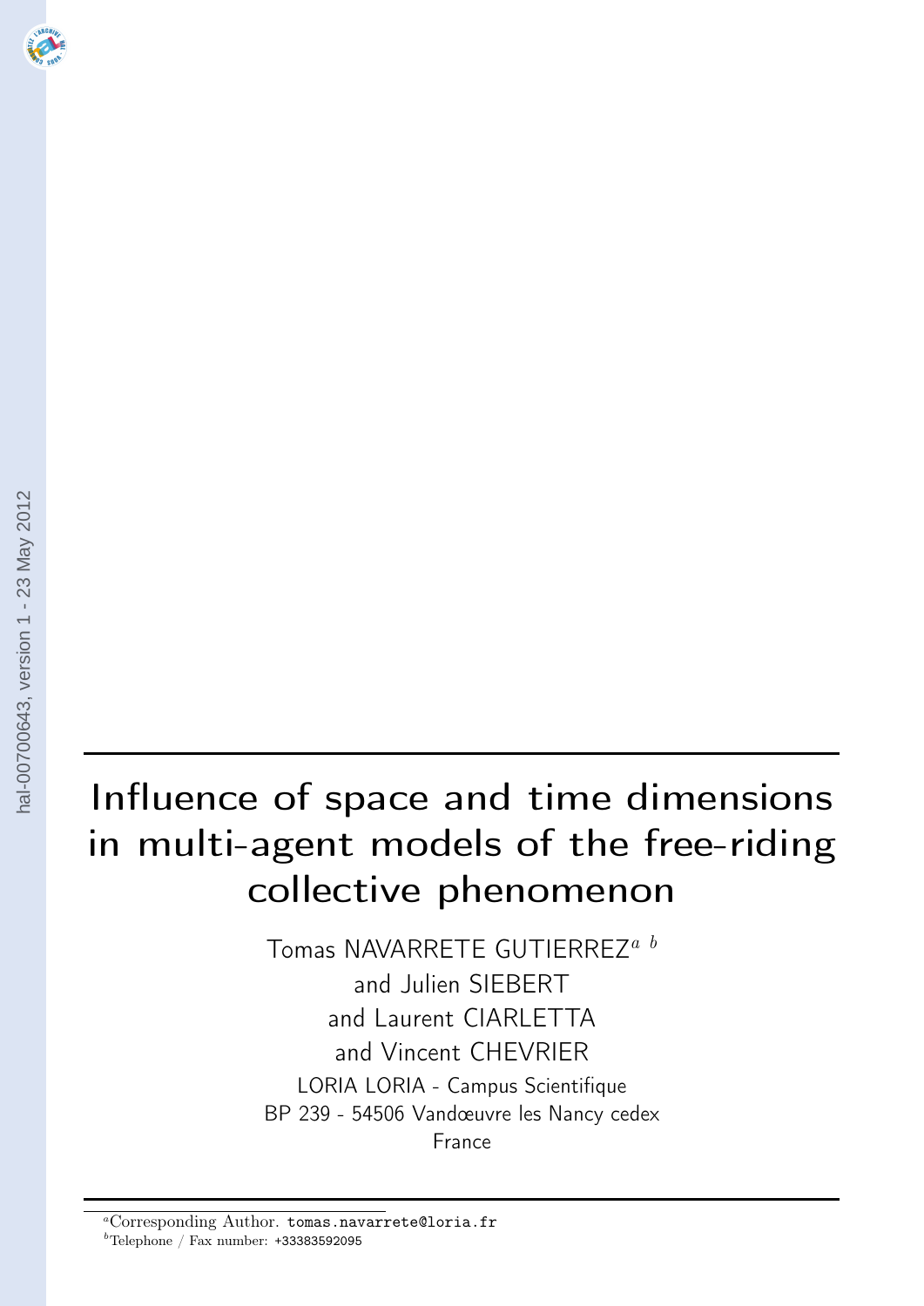# Influence of space and time dimensions in multi-agent models of the free-riding collective phenomenon

Tomas NAVARRETE GUTIERREZ[a b]
and Julien SIEBERT
and Laurent CIARLETTA
and Vincent CHEVRIER
LORIA LORIA - Campus Scientifique
BP 239 - 54506 Vandœuvre les Nancy cedex
France

[a]Corresponding Author. tomas.navarrete@loria.fr
[b]Telephone / Fax number: +33383592095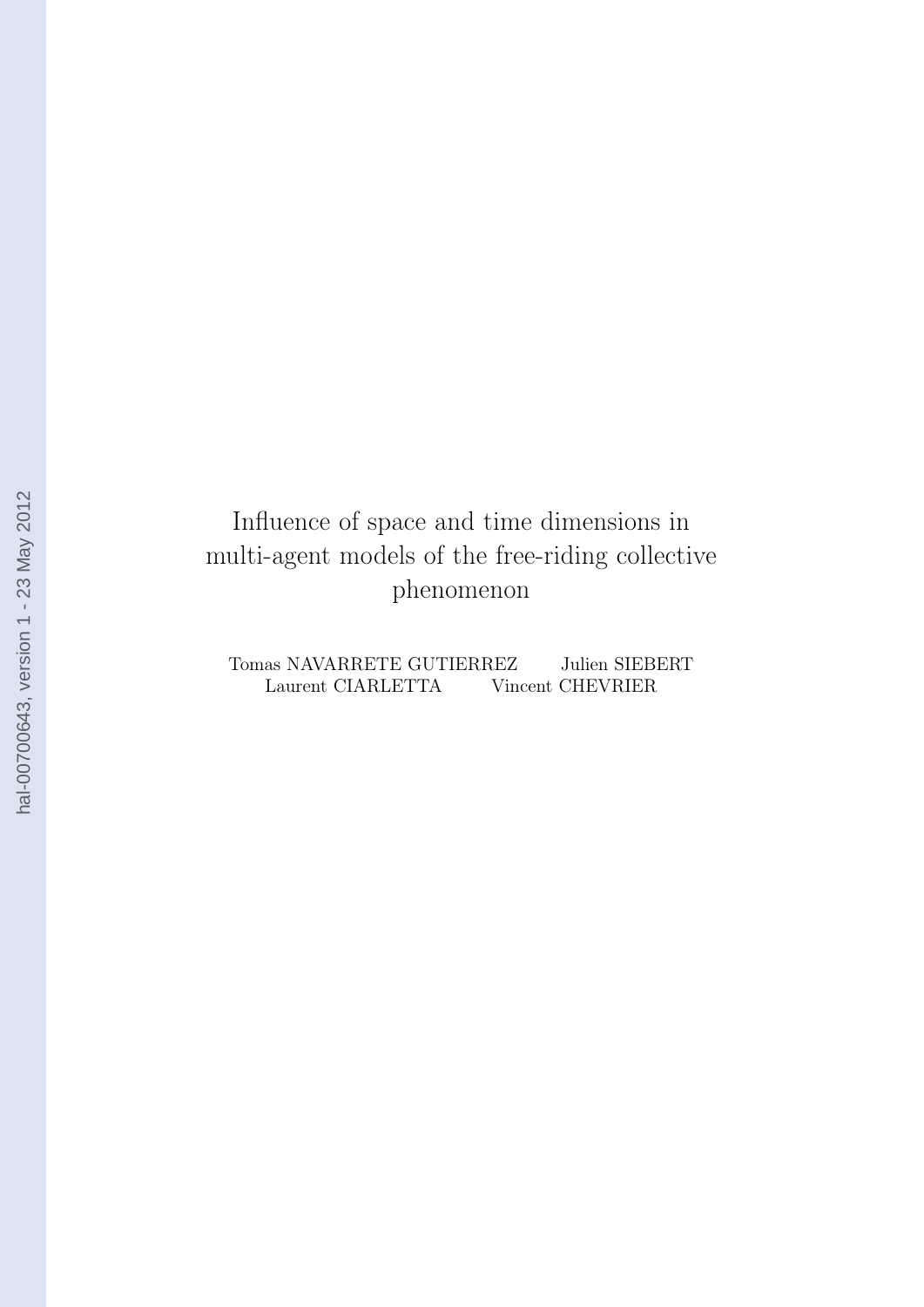# Influence of space and time dimensions in multi-agent models of the free-riding collective phenomenon

Tomas NAVARRETE GUTIERREZ Julien SIEBERT
Laurent CIARLETTA Vincent CHEVRIER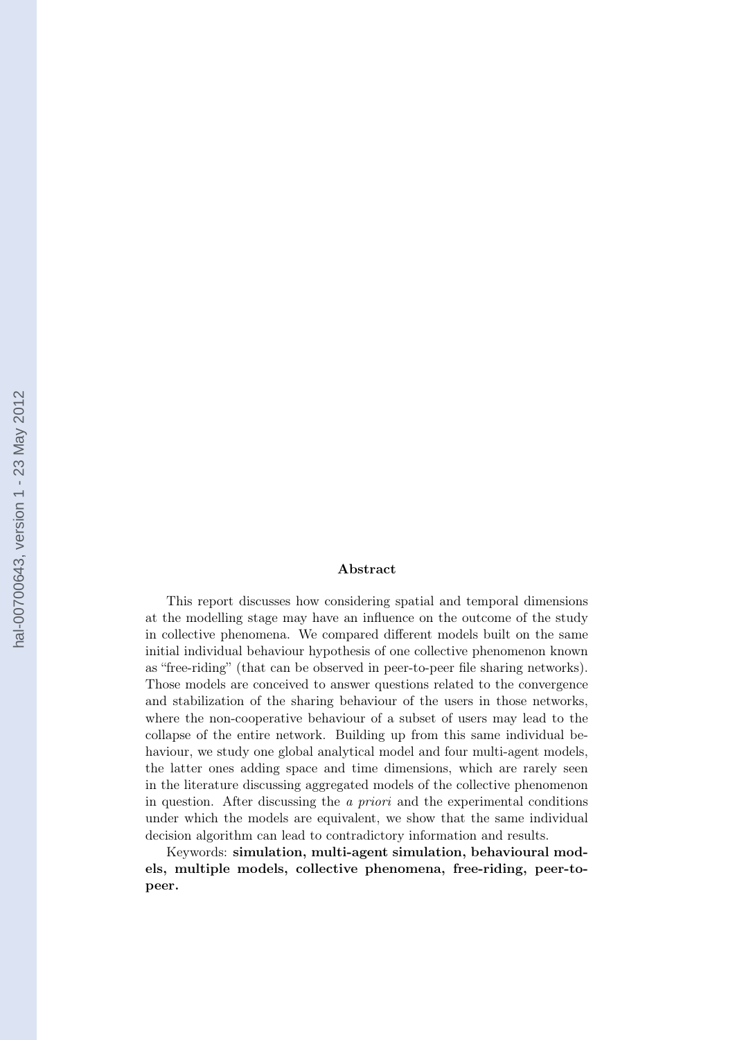**Abstract**

This report discusses how considering spatial and temporal dimensions at the modelling stage may have an influence on the outcome of the study in collective phenomena. We compared different models built on the same initial individual behaviour hypothesis of one collective phenomenon known as "free-riding" (that can be observed in peer-to-peer file sharing networks). Those models are conceived to answer questions related to the convergence and stabilization of the sharing behaviour of the users in those networks, where the non-cooperative behaviour of a subset of users may lead to the collapse of the entire network. Building up from this same individual behaviour, we study one global analytical model and four multi-agent models, the latter ones adding space and time dimensions, which are rarely seen in the literature discussing aggregated models of the collective phenomenon in question. After discussing the *a priori* and the experimental conditions under which the models are equivalent, we show that the same individual decision algorithm can lead to contradictory information and results.

Keywords: **simulation, multi-agent simulation, behavioural models, multiple models, collective phenomena, free-riding, peer-to-peer.**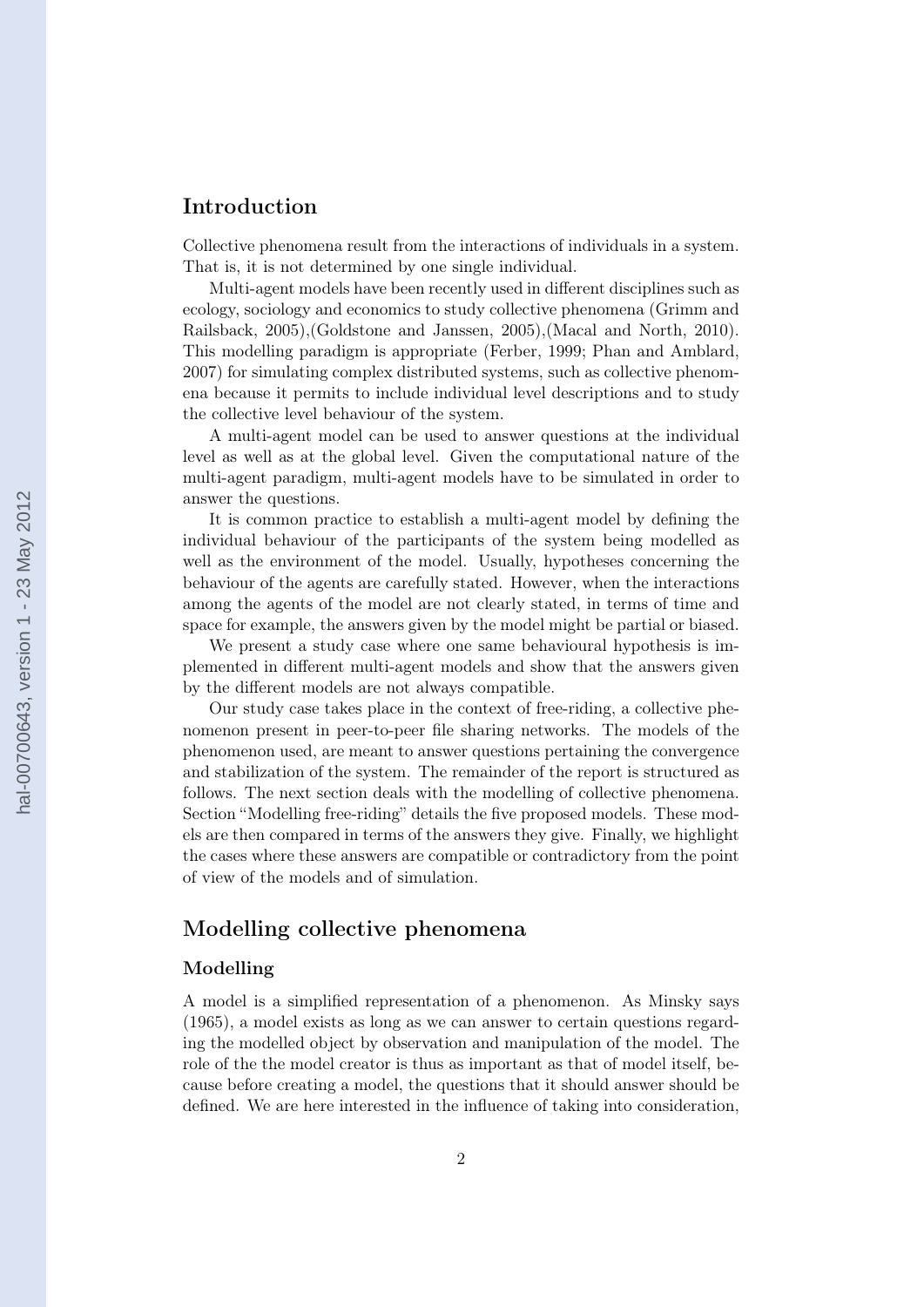## Introduction

Collective phenomena result from the interactions of individuals in a system. That is, it is not determined by one single individual.

Multi-agent models have been recently used in different disciplines such as ecology, sociology and economics to study collective phenomena (Grimm and Railsback, 2005),(Goldstone and Janssen, 2005),(Macal and North, 2010). This modelling paradigm is appropriate (Ferber, 1999; Phan and Amblard, 2007) for simulating complex distributed systems, such as collective phenomena because it permits to include individual level descriptions and to study the collective level behaviour of the system.

A multi-agent model can be used to answer questions at the individual level as well as at the global level. Given the computational nature of the multi-agent paradigm, multi-agent models have to be simulated in order to answer the questions.

It is common practice to establish a multi-agent model by defining the individual behaviour of the participants of the system being modelled as well as the environment of the model. Usually, hypotheses concerning the behaviour of the agents are carefully stated. However, when the interactions among the agents of the model are not clearly stated, in terms of time and space for example, the answers given by the model might be partial or biased.

We present a study case where one same behavioural hypothesis is implemented in different multi-agent models and show that the answers given by the different models are not always compatible.

Our study case takes place in the context of free-riding, a collective phenomenon present in peer-to-peer file sharing networks. The models of the phenomenon used, are meant to answer questions pertaining the convergence and stabilization of the system. The remainder of the report is structured as follows. The next section deals with the modelling of collective phenomena. Section "Modelling free-riding" details the five proposed models. These models are then compared in terms of the answers they give. Finally, we highlight the cases where these answers are compatible or contradictory from the point of view of the models and of simulation.

## Modelling collective phenomena

### Modelling

A model is a simplified representation of a phenomenon. As Minsky says (1965), a model exists as long as we can answer to certain questions regarding the modelled object by observation and manipulation of the model. The role of the the model creator is thus as important as that of model itself, because before creating a model, the questions that it should answer should be defined. We are here interested in the influence of taking into consideration,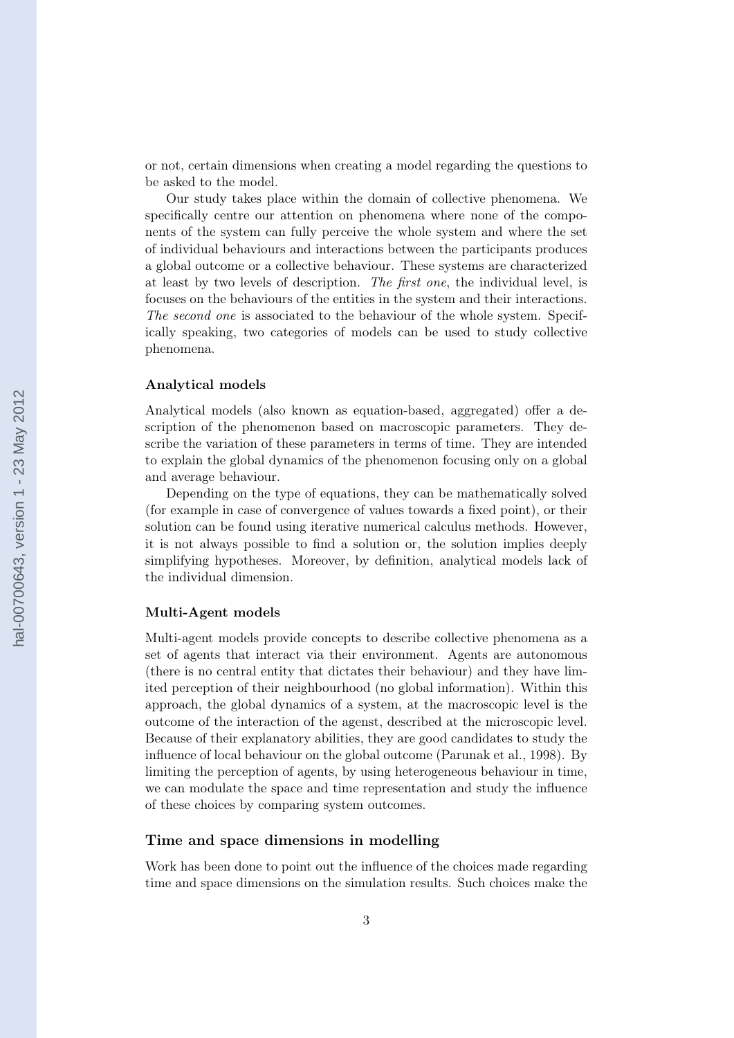or not, certain dimensions when creating a model regarding the questions to be asked to the model.

Our study takes place within the domain of collective phenomena. We specifically centre our attention on phenomena where none of the components of the system can fully perceive the whole system and where the set of individual behaviours and interactions between the participants produces a global outcome or a collective behaviour. These systems are characterized at least by two levels of description. *The first one*, the individual level, is focuses on the behaviours of the entities in the system and their interactions. *The second one* is associated to the behaviour of the whole system. Specifically speaking, two categories of models can be used to study collective phenomena.

#### Analytical models

Analytical models (also known as equation-based, aggregated) offer a description of the phenomenon based on macroscopic parameters. They describe the variation of these parameters in terms of time. They are intended to explain the global dynamics of the phenomenon focusing only on a global and average behaviour.

Depending on the type of equations, they can be mathematically solved (for example in case of convergence of values towards a fixed point), or their solution can be found using iterative numerical calculus methods. However, it is not always possible to find a solution or, the solution implies deeply simplifying hypotheses. Moreover, by definition, analytical models lack of the individual dimension.

#### Multi-Agent models

Multi-agent models provide concepts to describe collective phenomena as a set of agents that interact via their environment. Agents are autonomous (there is no central entity that dictates their behaviour) and they have limited perception of their neighbourhood (no global information). Within this approach, the global dynamics of a system, at the macroscopic level is the outcome of the interaction of the agenst, described at the microscopic level. Because of their explanatory abilities, they are good candidates to study the influence of local behaviour on the global outcome (Parunak et al., 1998). By limiting the perception of agents, by using heterogeneous behaviour in time, we can modulate the space and time representation and study the influence of these choices by comparing system outcomes.

### Time and space dimensions in modelling

Work has been done to point out the influence of the choices made regarding time and space dimensions on the simulation results. Such choices make the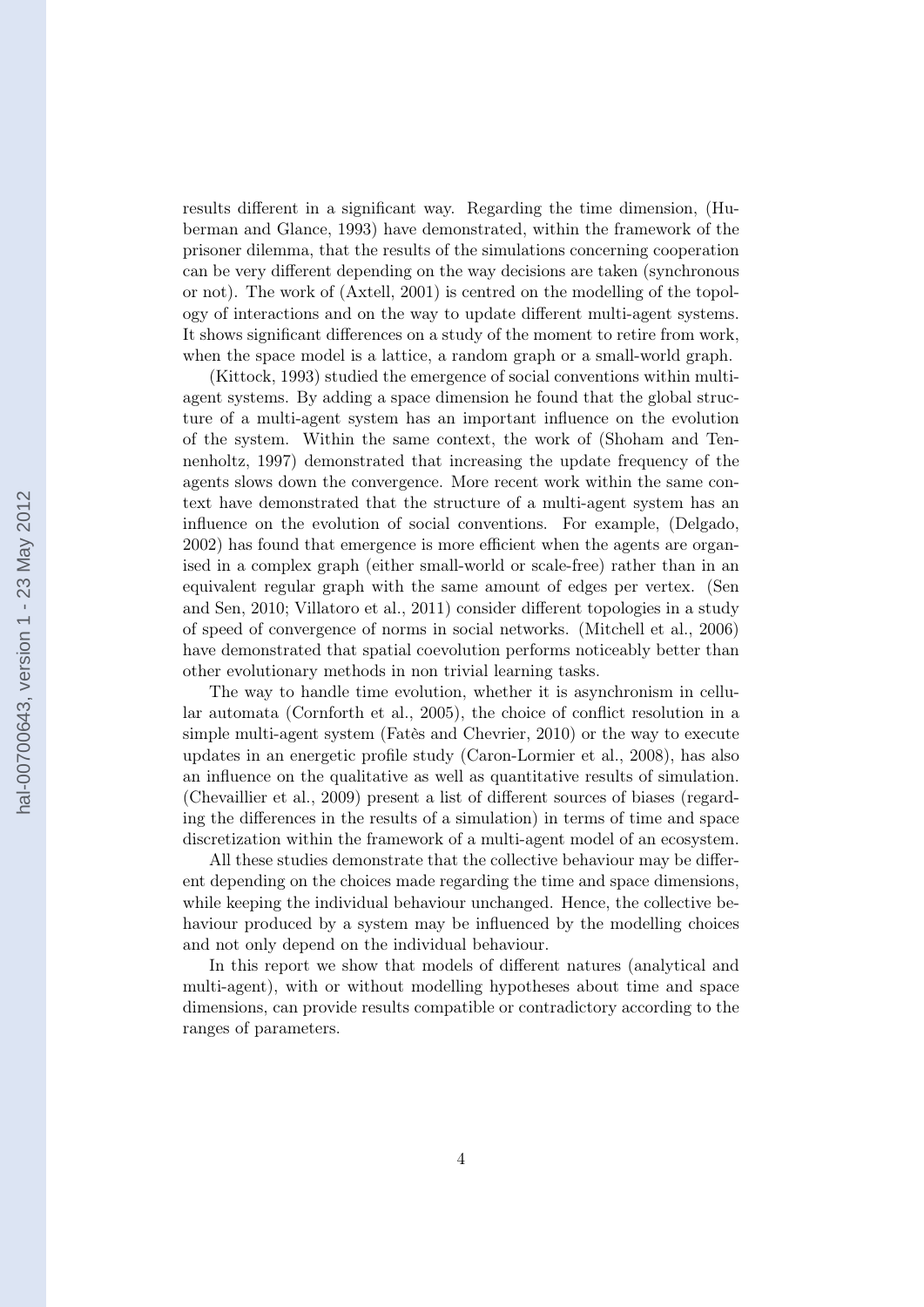results different in a significant way. Regarding the time dimension, (Huberman and Glance, 1993) have demonstrated, within the framework of the prisoner dilemma, that the results of the simulations concerning cooperation can be very different depending on the way decisions are taken (synchronous or not). The work of (Axtell, 2001) is centred on the modelling of the topology of interactions and on the way to update different multi-agent systems. It shows significant differences on a study of the moment to retire from work, when the space model is a lattice, a random graph or a small-world graph.

(Kittock, 1993) studied the emergence of social conventions within multi-agent systems. By adding a space dimension he found that the global structure of a multi-agent system has an important influence on the evolution of the system. Within the same context, the work of (Shoham and Tennenholtz, 1997) demonstrated that increasing the update frequency of the agents slows down the convergence. More recent work within the same context have demonstrated that the structure of a multi-agent system has an influence on the evolution of social conventions. For example, (Delgado, 2002) has found that emergence is more efficient when the agents are organised in a complex graph (either small-world or scale-free) rather than in an equivalent regular graph with the same amount of edges per vertex. (Sen and Sen, 2010; Villatoro et al., 2011) consider different topologies in a study of speed of convergence of norms in social networks. (Mitchell et al., 2006) have demonstrated that spatial coevolution performs noticeably better than other evolutionary methods in non trivial learning tasks.

The way to handle time evolution, whether it is asynchronism in cellular automata (Cornforth et al., 2005), the choice of conflict resolution in a simple multi-agent system (Fatès and Chevrier, 2010) or the way to execute updates in an energetic profile study (Caron-Lormier et al., 2008), has also an influence on the qualitative as well as quantitative results of simulation. (Chevaillier et al., 2009) present a list of different sources of biases (regarding the differences in the results of a simulation) in terms of time and space discretization within the framework of a multi-agent model of an ecosystem.

All these studies demonstrate that the collective behaviour may be different depending on the choices made regarding the time and space dimensions, while keeping the individual behaviour unchanged. Hence, the collective behaviour produced by a system may be influenced by the modelling choices and not only depend on the individual behaviour.

In this report we show that models of different natures (analytical and multi-agent), with or without modelling hypotheses about time and space dimensions, can provide results compatible or contradictory according to the ranges of parameters.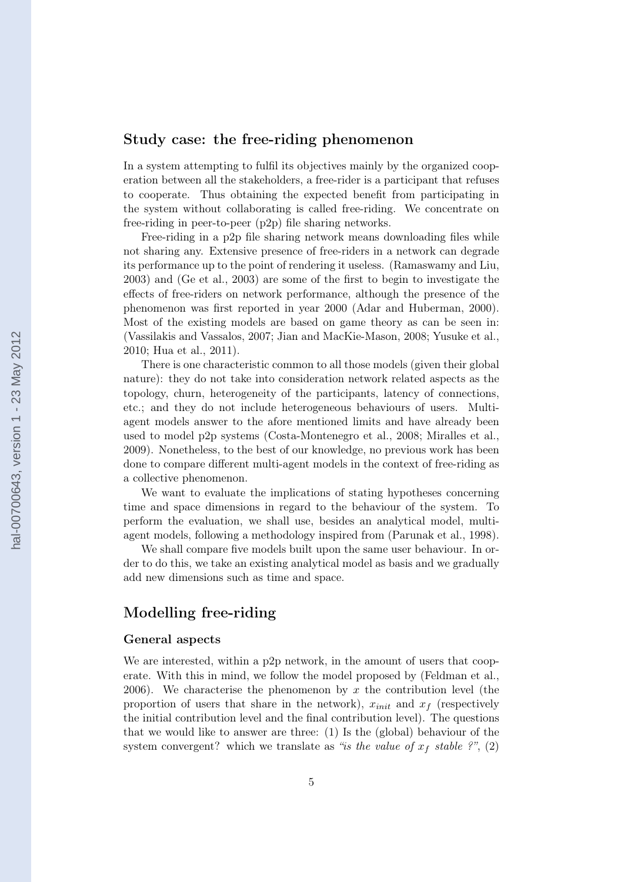## Study case: the free-riding phenomenon

In a system attempting to fulfil its objectives mainly by the organized cooperation between all the stakeholders, a free-rider is a participant that refuses to cooperate. Thus obtaining the expected benefit from participating in the system without collaborating is called free-riding. We concentrate on free-riding in peer-to-peer (p2p) file sharing networks.

Free-riding in a p2p file sharing network means downloading files while not sharing any. Extensive presence of free-riders in a network can degrade its performance up to the point of rendering it useless. (Ramaswamy and Liu, 2003) and (Ge et al., 2003) are some of the first to begin to investigate the effects of free-riders on network performance, although the presence of the phenomenon was first reported in year 2000 (Adar and Huberman, 2000). Most of the existing models are based on game theory as can be seen in: (Vassilakis and Vassalos, 2007; Jian and MacKie-Mason, 2008; Yusuke et al., 2010; Hua et al., 2011).

There is one characteristic common to all those models (given their global nature): they do not take into consideration network related aspects as the topology, churn, heterogeneity of the participants, latency of connections, etc.; and they do not include heterogeneous behaviours of users. Multi-agent models answer to the afore mentioned limits and have already been used to model p2p systems (Costa-Montenegro et al., 2008; Miralles et al., 2009). Nonetheless, to the best of our knowledge, no previous work has been done to compare different multi-agent models in the context of free-riding as a collective phenomenon.

We want to evaluate the implications of stating hypotheses concerning time and space dimensions in regard to the behaviour of the system. To perform the evaluation, we shall use, besides an analytical model, multi-agent models, following a methodology inspired from (Parunak et al., 1998).

We shall compare five models built upon the same user behaviour. In order to do this, we take an existing analytical model as basis and we gradually add new dimensions such as time and space.

## Modelling free-riding

### General aspects

We are interested, within a p2p network, in the amount of users that cooperate. With this in mind, we follow the model proposed by (Feldman et al., 2006). We characterise the phenomenon by $x$ the contribution level (the proportion of users that share in the network), $x_{init}$ and $x_f$ (respectively the initial contribution level and the final contribution level). The questions that we would like to answer are three: (1) Is the (global) behaviour of the system convergent? which we translate as *"is the value of $x_f$ stable ?"*, (2)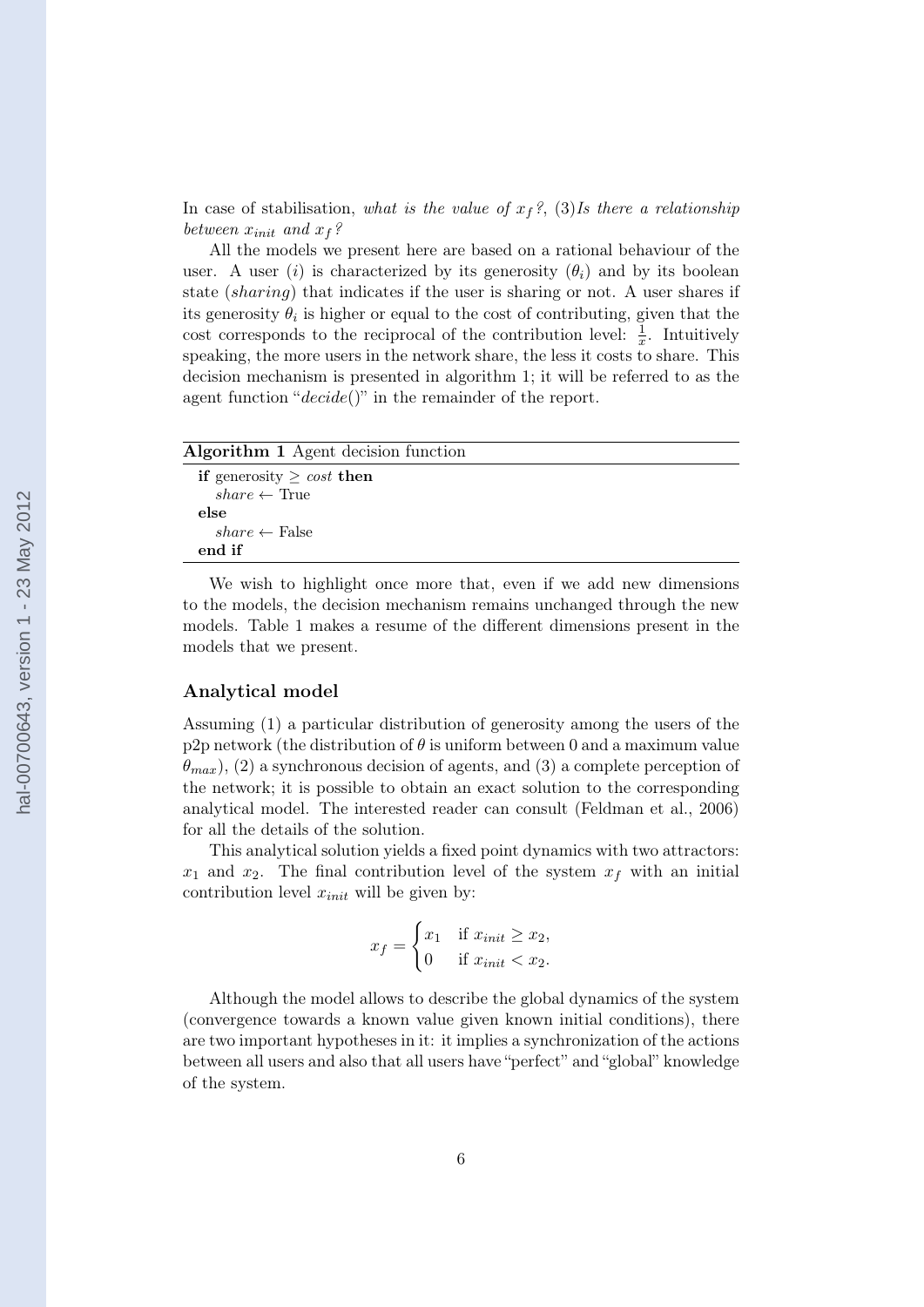In case of stabilisation, *what is the value of $x_f$?*, (3)*Is there a relationship between $x_{init}$ and $x_f$?*

All the models we present here are based on a rational behaviour of the user. A user ($i$) is characterized by its generosity ($\theta_i$) and by its boolean state (*sharing*) that indicates if the user is sharing or not. A user shares if its generosity $\theta_i$ is higher or equal to the cost of contributing, given that the cost corresponds to the reciprocal of the contribution level: $\frac{1}{x}$. Intuitively speaking, the more users in the network share, the less it costs to share. This decision mechanism is presented in algorithm 1; it will be referred to as the agent function "*decide*()" in the remainder of the report.

**Algorithm 1** Agent decision function

```
if generosity ≥ cost then
    share ← True
else
    share ← False
end if
```

We wish to highlight once more that, even if we add new dimensions to the models, the decision mechanism remains unchanged through the new models. Table 1 makes a resume of the different dimensions present in the models that we present.

### Analytical model

Assuming (1) a particular distribution of generosity among the users of the p2p network (the distribution of $\theta$ is uniform between 0 and a maximum value $\theta_{max}$), (2) a synchronous decision of agents, and (3) a complete perception of the network; it is possible to obtain an exact solution to the corresponding analytical model. The interested reader can consult (Feldman et al., 2006) for all the details of the solution.

This analytical solution yields a fixed point dynamics with two attractors: $x_1$ and $x_2$. The final contribution level of the system $x_f$ with an initial contribution level $x_{init}$ will be given by:

$$x_f = \begin{cases} x_1 & \text{if } x_{init} \geq x_2, \\ 0 & \text{if } x_{init} < x_2. \end{cases}$$

Although the model allows to describe the global dynamics of the system (convergence towards a known value given known initial conditions), there are two important hypotheses in it: it implies a synchronization of the actions between all users and also that all users have "perfect" and "global" knowledge of the system.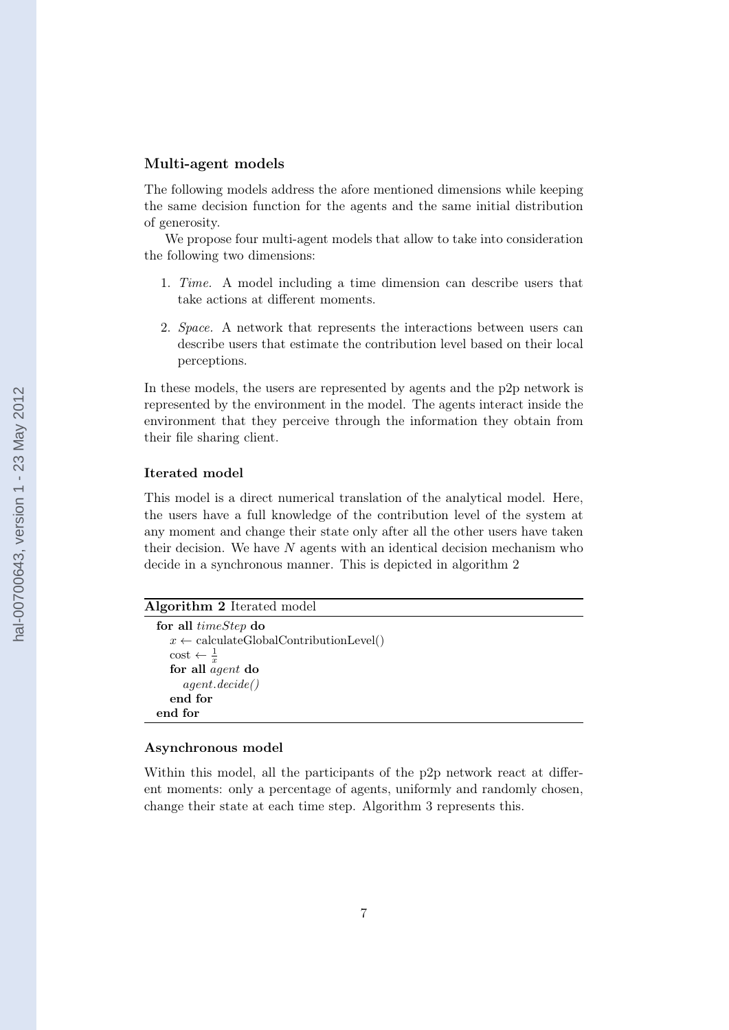### Multi-agent models

The following models address the afore mentioned dimensions while keeping the same decision function for the agents and the same initial distribution of generosity.

We propose four multi-agent models that allow to take into consideration the following two dimensions:

1. *Time.* A model including a time dimension can describe users that take actions at different moments.
2. *Space.* A network that represents the interactions between users can describe users that estimate the contribution level based on their local perceptions.

In these models, the users are represented by agents and the p2p network is represented by the environment in the model. The agents interact inside the environment that they perceive through the information they obtain from their file sharing client.

#### Iterated model

This model is a direct numerical translation of the analytical model. Here, the users have a full knowledge of the contribution level of the system at any moment and change their state only after all the other users have taken their decision. We have $N$ agents with an identical decision mechanism who decide in a synchronous manner. This is depicted in algorithm 2

**Algorithm 2** Iterated model

```
for all timeStep do
    x ← calculateGlobalContributionLevel()
    cost ← 1/x
    for all agent do
        agent.decide()
    end for
end for
```

#### Asynchronous model

Within this model, all the participants of the p2p network react at different moments: only a percentage of agents, uniformly and randomly chosen, change their state at each time step. Algorithm 3 represents this.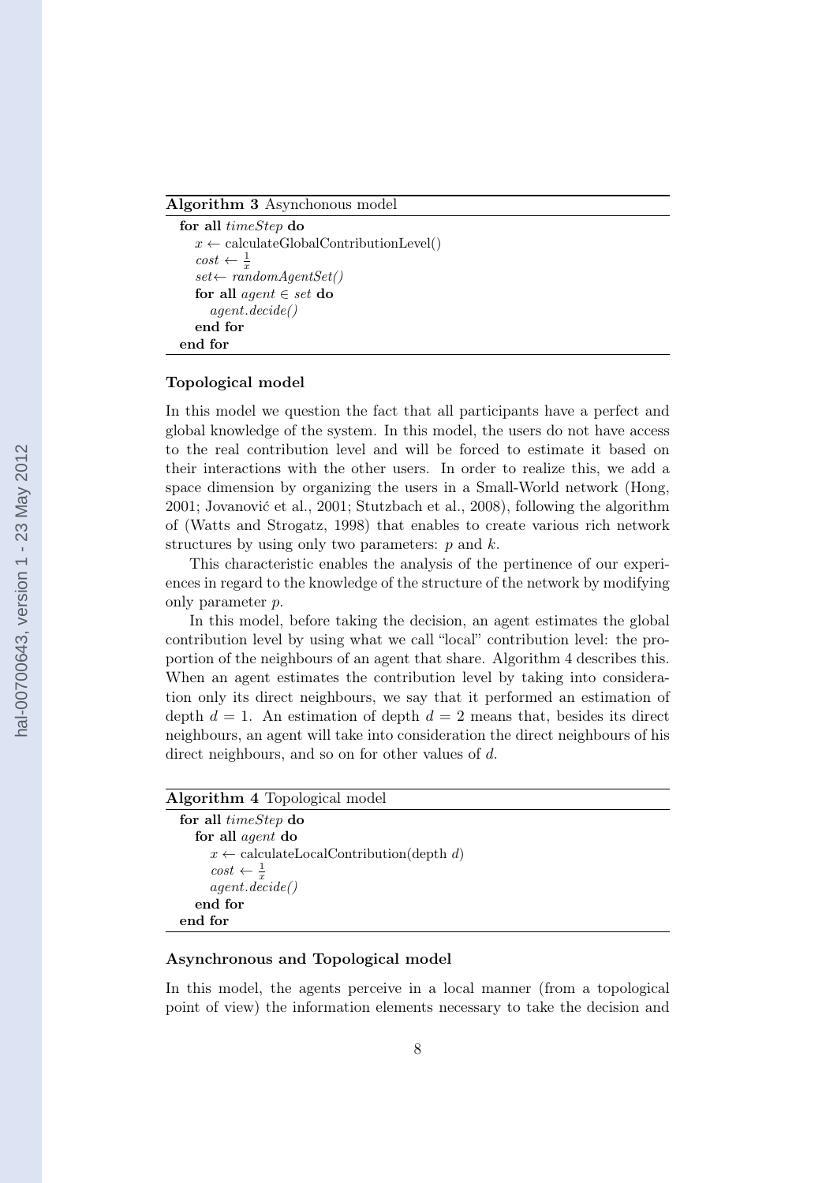**Algorithm 3** Asynchonous model

```
for all timeStep do
    x ← calculateGlobalContributionLevel()
    cost ← 1/x
    set← randomAgentSet()
    for all agent ∈ set do
        agent.decide()
    end for
end for
```

#### Topological model

In this model we question the fact that all participants have a perfect and global knowledge of the system. In this model, the users do not have access to the real contribution level and will be forced to estimate it based on their interactions with the other users. In order to realize this, we add a space dimension by organizing the users in a Small-World network (Hong, 2001; Jovanović et al., 2001; Stutzbach et al., 2008), following the algorithm of (Watts and Strogatz, 1998) that enables to create various rich network structures by using only two parameters: $p$ and $k$.

This characteristic enables the analysis of the pertinence of our experiences in regard to the knowledge of the structure of the network by modifying only parameter $p$.

In this model, before taking the decision, an agent estimates the global contribution level by using what we call "local" contribution level: the proportion of the neighbours of an agent that share. Algorithm 4 describes this. When an agent estimates the contribution level by taking into consideration only its direct neighbours, we say that it performed an estimation of depth $d = 1$. An estimation of depth $d = 2$ means that, besides its direct neighbours, an agent will take into consideration the direct neighbours of his direct neighbours, and so on for other values of $d$.

**Algorithm 4** Topological model

```
for all timeStep do
    for all agent do
        x ← calculateLocalContribution(depth d)
        cost ← 1/x
        agent.decide()
    end for
end for
```

#### Asynchronous and Topological model

In this model, the agents perceive in a local manner (from a topological point of view) the information elements necessary to take the decision and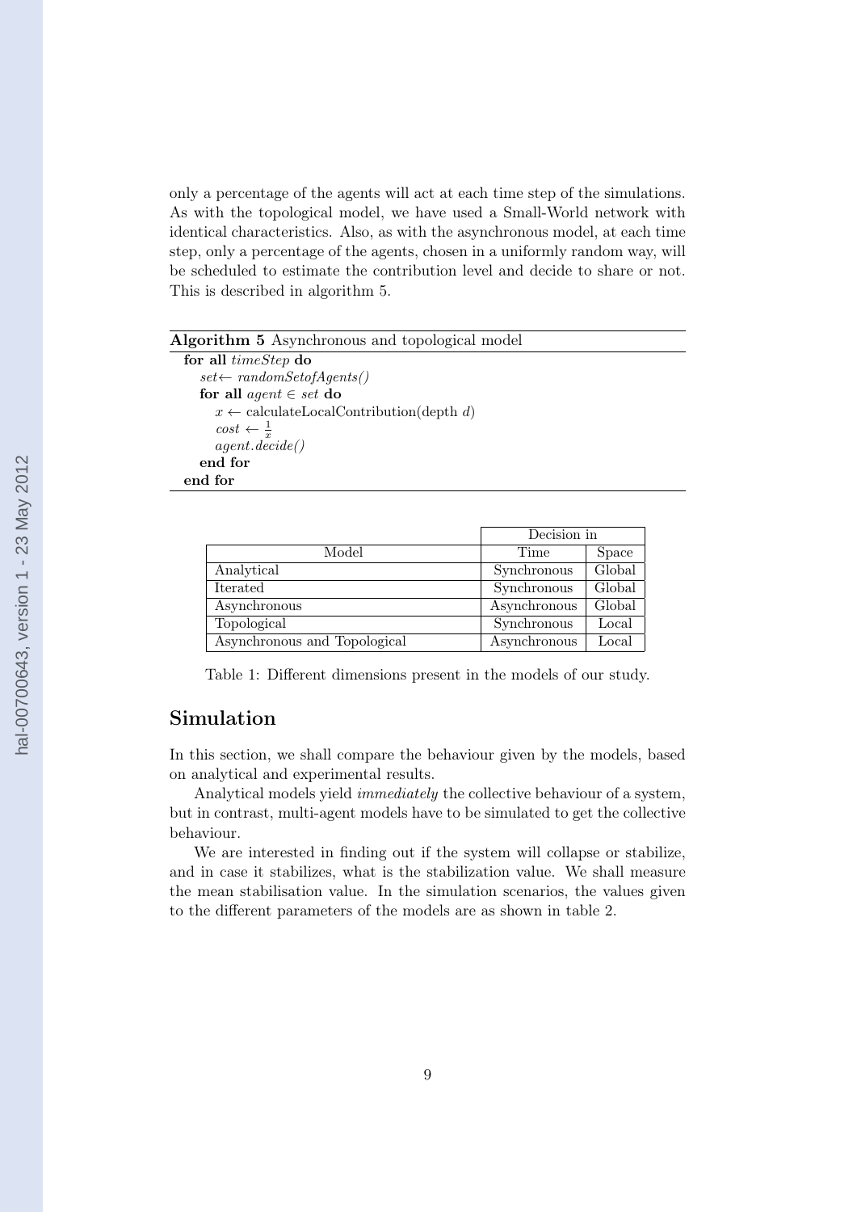only a percentage of the agents will act at each time step of the simulations. As with the topological model, we have used a Small-World network with identical characteristics. Also, as with the asynchronous model, at each time step, only a percentage of the agents, chosen in a uniformly random way, will be scheduled to estimate the contribution level and decide to share or not. This is described in algorithm 5.

**Algorithm 5** Asynchronous and topological model

```
for all timeStep do
    set ← randomSetofAgents()
    for all agent ∈ set do
        x ← calculateLocalContribution(depth d)
        cost ← 1/x
        agent.decide()
    end for
end for
```

| Model | Decision in Time | Decision in Space |
|---|---|---|
| Analytical | Synchronous | Global |
| Iterated | Synchronous | Global |
| Asynchronous | Asynchronous | Global |
| Topological | Synchronous | Local |
| Asynchronous and Topological | Asynchronous | Local |

Table 1: Different dimensions present in the models of our study.

## Simulation

In this section, we shall compare the behaviour given by the models, based on analytical and experimental results.

Analytical models yield *immediately* the collective behaviour of a system, but in contrast, multi-agent models have to be simulated to get the collective behaviour.

We are interested in finding out if the system will collapse or stabilize, and in case it stabilizes, what is the stabilization value. We shall measure the mean stabilisation value. In the simulation scenarios, the values given to the different parameters of the models are as shown in table 2.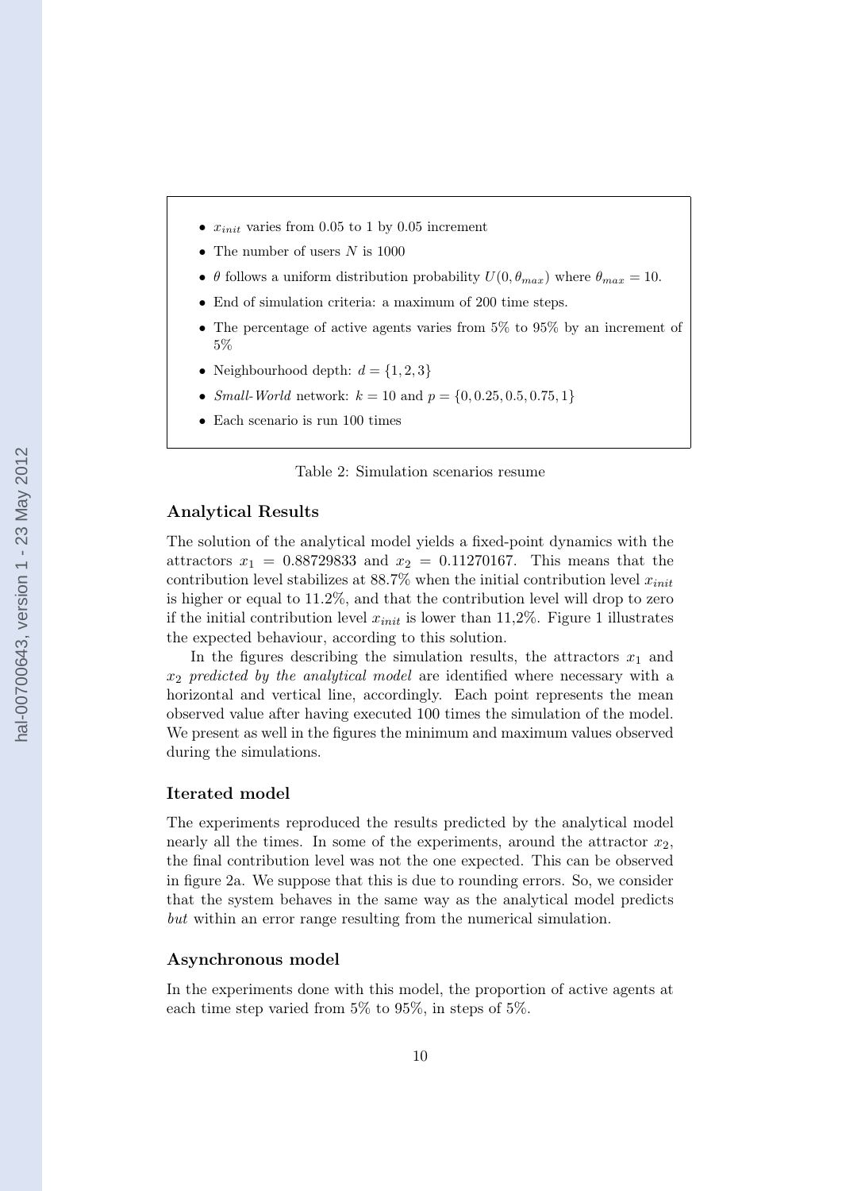- $x_{init}$ varies from 0.05 to 1 by 0.05 increment
- The number of users $N$ is 1000
- $\theta$ follows a uniform distribution probability $U(0, \theta_{max})$ where $\theta_{max} = 10$.
- End of simulation criteria: a maximum of 200 time steps.
- The percentage of active agents varies from 5% to 95% by an increment of 5%
- Neighbourhood depth: $d = \{1, 2, 3\}$
- *Small-World* network: $k = 10$ and $p = \{0, 0.25, 0.5, 0.75, 1\}$
- Each scenario is run 100 times

Table 2: Simulation scenarios resume

### Analytical Results

The solution of the analytical model yields a fixed-point dynamics with the attractors $x_1 = 0.88729833$ and $x_2 = 0.11270167$. This means that the contribution level stabilizes at 88.7% when the initial contribution level $x_{init}$ is higher or equal to 11.2%, and that the contribution level will drop to zero if the initial contribution level $x_{init}$ is lower than 11,2%. Figure 1 illustrates the expected behaviour, according to this solution.

In the figures describing the simulation results, the attractors $x_1$ and $x_2$ *predicted by the analytical model* are identified where necessary with a horizontal and vertical line, accordingly. Each point represents the mean observed value after having executed 100 times the simulation of the model. We present as well in the figures the minimum and maximum values observed during the simulations.

### Iterated model

The experiments reproduced the results predicted by the analytical model nearly all the times. In some of the experiments, around the attractor $x_2$, the final contribution level was not the one expected. This can be observed in figure 2a. We suppose that this is due to rounding errors. So, we consider that the system behaves in the same way as the analytical model predicts *but* within an error range resulting from the numerical simulation.

### Asynchronous model

In the experiments done with this model, the proportion of active agents at each time step varied from 5% to 95%, in steps of 5%.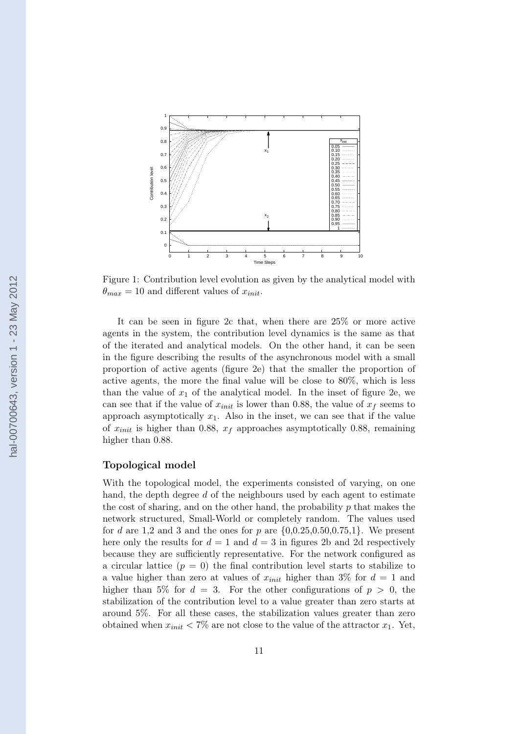Figure 1: Contribution level evolution as given by the analytical model with $\theta_{max} = 10$ and different values of $x_{init}$.

It can be seen in figure 2c that, when there are 25% or more active agents in the system, the contribution level dynamics is the same as that of the iterated and analytical models. On the other hand, it can be seen in the figure describing the results of the asynchronous model with a small proportion of active agents (figure 2e) that the smaller the proportion of active agents, the more the final value will be close to 80%, which is less than the value of $x_1$ of the analytical model. In the inset of figure 2e, we can see that if the value of $x_{init}$ is lower than 0.88, the value of $x_f$ seems to approach asymptotically $x_1$. Also in the inset, we can see that if the value of $x_{init}$ is higher than 0.88, $x_f$ approaches asymptotically 0.88, remaining higher than 0.88.

### Topological model

With the topological model, the experiments consisted of varying, on one hand, the depth degree $d$ of the neighbours used by each agent to estimate the cost of sharing, and on the other hand, the probability $p$ that makes the network structured, Small-World or completely random. The values used for $d$ are 1,2 and 3 and the ones for $p$ are $\{0, 0.25, 0.50, 0.75, 1\}$. We present here only the results for $d = 1$ and $d = 3$ in figures 2b and 2d respectively because they are sufficiently representative. For the network configured as a circular lattice ($p = 0$) the final contribution level starts to stabilize to a value higher than zero at values of $x_{init}$ higher than 3% for $d = 1$ and higher than 5% for $d = 3$. For the other configurations of $p > 0$, the stabilization of the contribution level to a value greater than zero starts at around 5%. For all these cases, the stabilization values greater than zero obtained when $x_{init} < 7\%$ are not close to the value of the attractor $x_1$. Yet,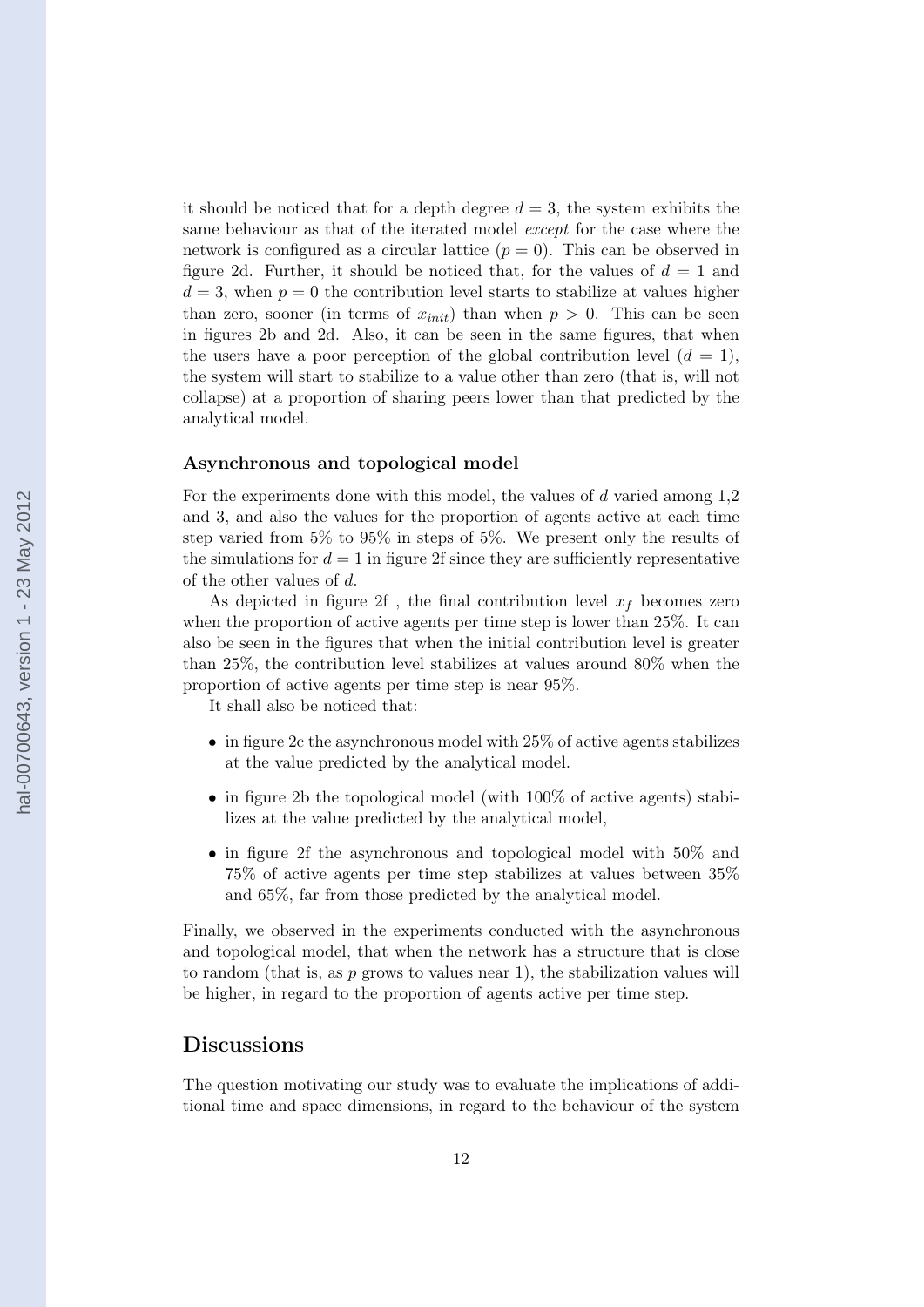it should be noticed that for a depth degree $d = 3$, the system exhibits the same behaviour as that of the iterated model *except* for the case where the network is configured as a circular lattice ($p = 0$). This can be observed in figure 2d. Further, it should be noticed that, for the values of $d = 1$ and $d = 3$, when $p = 0$ the contribution level starts to stabilize at values higher than zero, sooner (in terms of $x_{init}$) than when $p > 0$. This can be seen in figures 2b and 2d. Also, it can be seen in the same figures, that when the users have a poor perception of the global contribution level ($d = 1$), the system will start to stabilize to a value other than zero (that is, will not collapse) at a proportion of sharing peers lower than that predicted by the analytical model.

#### Asynchronous and topological model

For the experiments done with this model, the values of $d$ varied among 1,2 and 3, and also the values for the proportion of agents active at each time step varied from 5% to 95% in steps of 5%. We present only the results of the simulations for $d = 1$ in figure 2f since they are sufficiently representative of the other values of $d$.

As depicted in figure 2f , the final contribution level $x_f$ becomes zero when the proportion of active agents per time step is lower than 25%. It can also be seen in the figures that when the initial contribution level is greater than 25%, the contribution level stabilizes at values around 80% when the proportion of active agents per time step is near 95%.

It shall also be noticed that:

- in figure 2c the asynchronous model with 25% of active agents stabilizes at the value predicted by the analytical model.
- in figure 2b the topological model (with 100% of active agents) stabilizes at the value predicted by the analytical model,
- in figure 2f the asynchronous and topological model with 50% and 75% of active agents per time step stabilizes at values between 35% and 65%, far from those predicted by the analytical model.

Finally, we observed in the experiments conducted with the asynchronous and topological model, that when the network has a structure that is close to random (that is, as $p$ grows to values near 1), the stabilization values will be higher, in regard to the proportion of agents active per time step.

## Discussions

The question motivating our study was to evaluate the implications of additional time and space dimensions, in regard to the behaviour of the system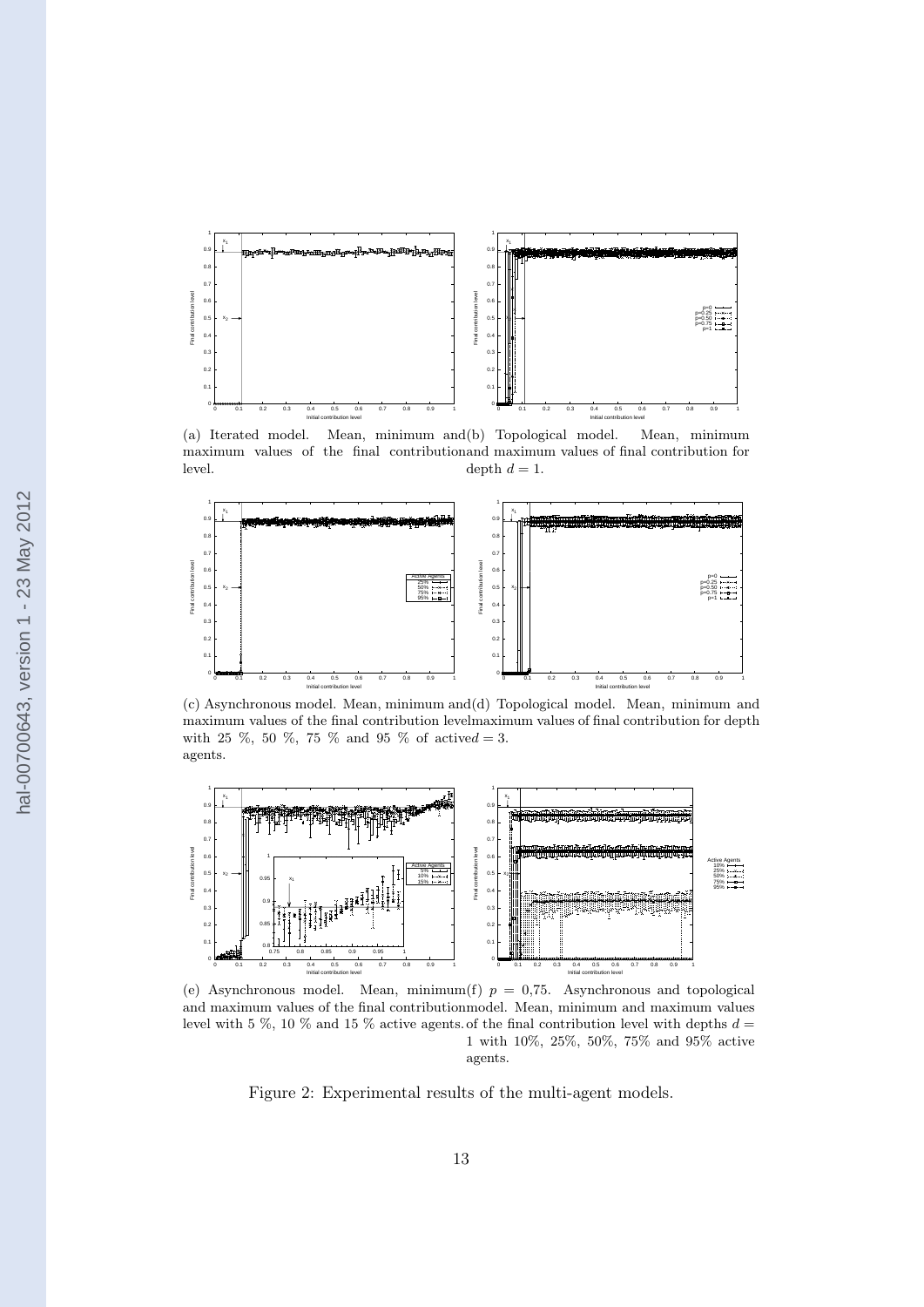(a) Iterated model. Mean, minimum and maximum values of the final contribution level.

(b) Topological model. Mean, minimum and maximum values of final contribution for depth $d = 1$.

(c) Asynchronous model. Mean, minimum and maximum values of the final contribution level with 25 %, 50 %, 75 % and 95 % of active agents.

(d) Topological model. Mean, minimum and maximum values of final contribution for depth $d = 3$.

(e) Asynchronous model. Mean, minimum and maximum values of the final contribution level with 5 %, 10 % and 15 % active agents.

(f) $p = 0{,}75$. Asynchronous and topological model. Mean, minimum and maximum values of the final contribution level with depths $d = 1$ with 10%, 25%, 50%, 75% and 95% active agents.

Figure 2: Experimental results of the multi-agent models.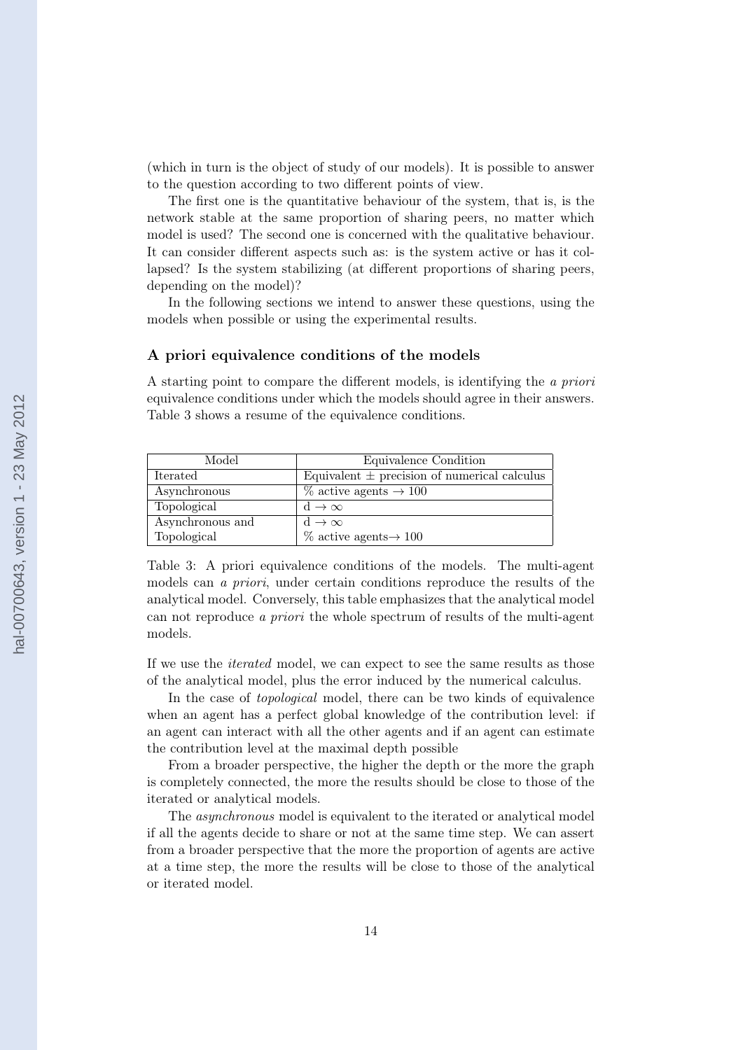(which in turn is the object of study of our models). It is possible to answer to the question according to two different points of view.

The first one is the quantitative behaviour of the system, that is, is the network stable at the same proportion of sharing peers, no matter which model is used? The second one is concerned with the qualitative behaviour. It can consider different aspects such as: is the system active or has it collapsed? Is the system stabilizing (at different proportions of sharing peers, depending on the model)?

In the following sections we intend to answer these questions, using the models when possible or using the experimental results.

### A priori equivalence conditions of the models

A starting point to compare the different models, is identifying the *a priori* equivalence conditions under which the models should agree in their answers. Table 3 shows a resume of the equivalence conditions.

| Model | Equivalence Condition |
| --- | --- |
| Iterated | Equivalent $\pm$ precision of numerical calculus |
| Asynchronous | % active agents $\rightarrow 100$ |
| Topological | $\mathrm{d} \rightarrow \infty$ |
| Asynchronous and Topological | $\mathrm{d} \rightarrow \infty$ <br> % active agents $\rightarrow 100$ |

Table 3: A priori equivalence conditions of the models. The multi-agent models can *a priori*, under certain conditions reproduce the results of the analytical model. Conversely, this table emphasizes that the analytical model can not reproduce *a priori* the whole spectrum of results of the multi-agent models.

If we use the *iterated* model, we can expect to see the same results as those of the analytical model, plus the error induced by the numerical calculus.

In the case of *topological* model, there can be two kinds of equivalence when an agent has a perfect global knowledge of the contribution level: if an agent can interact with all the other agents and if an agent can estimate the contribution level at the maximal depth possible

From a broader perspective, the higher the depth or the more the graph is completely connected, the more the results should be close to those of the iterated or analytical models.

The *asynchronous* model is equivalent to the iterated or analytical model if all the agents decide to share or not at the same time step. We can assert from a broader perspective that the more the proportion of agents are active at a time step, the more the results will be close to those of the analytical or iterated model.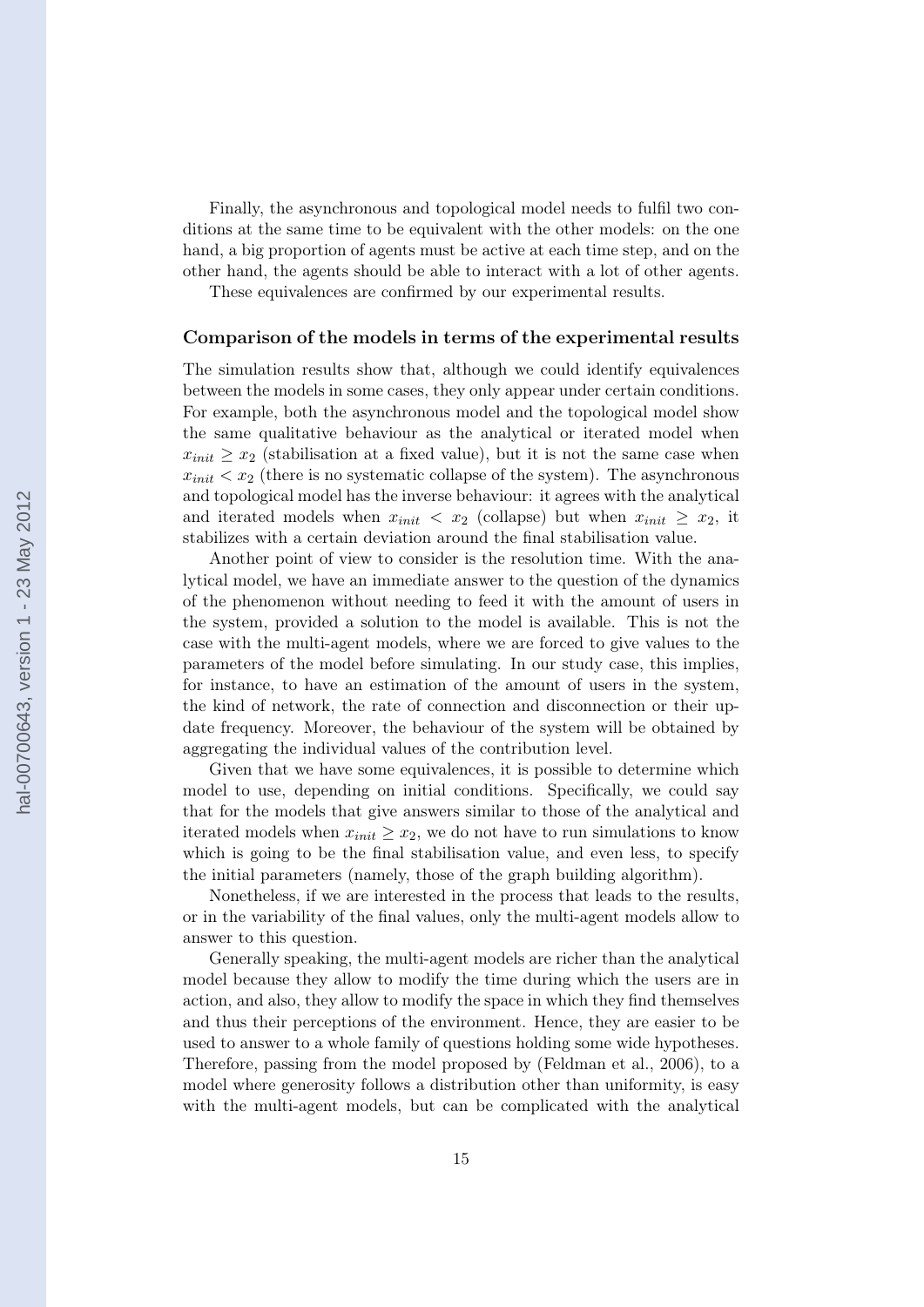Finally, the asynchronous and topological model needs to fulfil two conditions at the same time to be equivalent with the other models: on the one hand, a big proportion of agents must be active at each time step, and on the other hand, the agents should be able to interact with a lot of other agents.

These equivalences are confirmed by our experimental results.

### Comparison of the models in terms of the experimental results

The simulation results show that, although we could identify equivalences between the models in some cases, they only appear under certain conditions. For example, both the asynchronous model and the topological model show the same qualitative behaviour as the analytical or iterated model when $x_{init} \geq x_2$ (stabilisation at a fixed value), but it is not the same case when $x_{init} < x_2$ (there is no systematic collapse of the system). The asynchronous and topological model has the inverse behaviour: it agrees with the analytical and iterated models when $x_{init} < x_2$ (collapse) but when $x_{init} \geq x_2$, it stabilizes with a certain deviation around the final stabilisation value.

Another point of view to consider is the resolution time. With the analytical model, we have an immediate answer to the question of the dynamics of the phenomenon without needing to feed it with the amount of users in the system, provided a solution to the model is available. This is not the case with the multi-agent models, where we are forced to give values to the parameters of the model before simulating. In our study case, this implies, for instance, to have an estimation of the amount of users in the system, the kind of network, the rate of connection and disconnection or their update frequency. Moreover, the behaviour of the system will be obtained by aggregating the individual values of the contribution level.

Given that we have some equivalences, it is possible to determine which model to use, depending on initial conditions. Specifically, we could say that for the models that give answers similar to those of the analytical and iterated models when $x_{init} \geq x_2$, we do not have to run simulations to know which is going to be the final stabilisation value, and even less, to specify the initial parameters (namely, those of the graph building algorithm).

Nonetheless, if we are interested in the process that leads to the results, or in the variability of the final values, only the multi-agent models allow to answer to this question.

Generally speaking, the multi-agent models are richer than the analytical model because they allow to modify the time during which the users are in action, and also, they allow to modify the space in which they find themselves and thus their perceptions of the environment. Hence, they are easier to be used to answer to a whole family of questions holding some wide hypotheses. Therefore, passing from the model proposed by (Feldman et al., 2006), to a model where generosity follows a distribution other than uniformity, is easy with the multi-agent models, but can be complicated with the analytical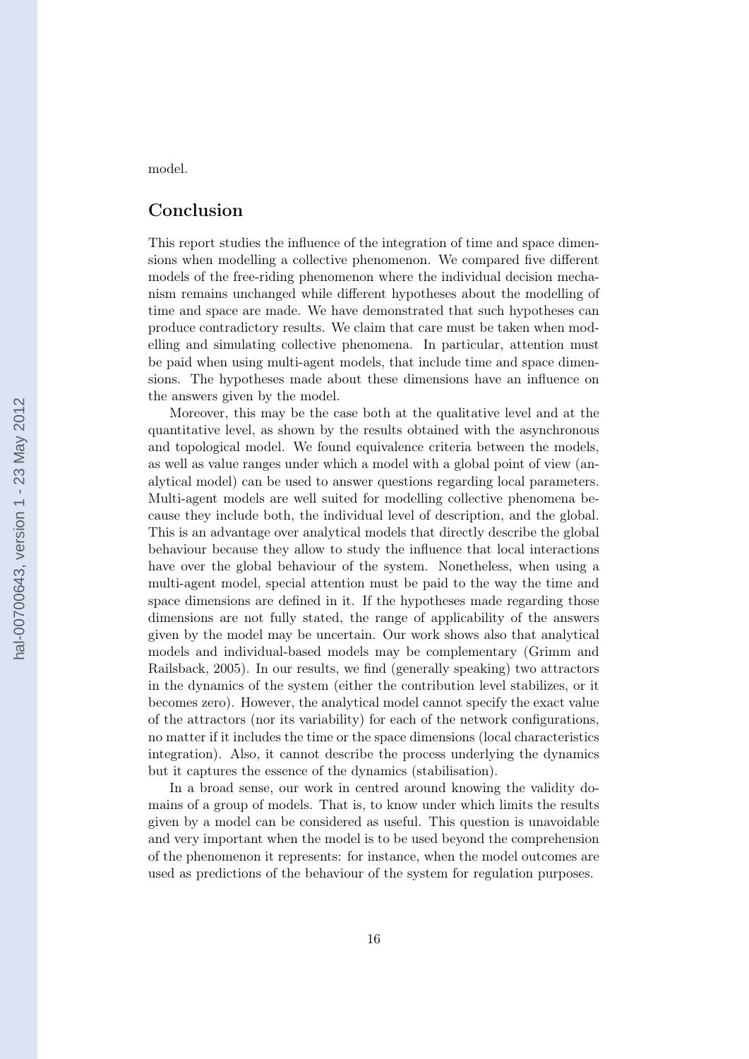model.

## Conclusion

This report studies the influence of the integration of time and space dimensions when modelling a collective phenomenon. We compared five different models of the free-riding phenomenon where the individual decision mechanism remains unchanged while different hypotheses about the modelling of time and space are made. We have demonstrated that such hypotheses can produce contradictory results. We claim that care must be taken when modelling and simulating collective phenomena. In particular, attention must be paid when using multi-agent models, that include time and space dimensions. The hypotheses made about these dimensions have an influence on the answers given by the model.

Moreover, this may be the case both at the qualitative level and at the quantitative level, as shown by the results obtained with the asynchronous and topological model. We found equivalence criteria between the models, as well as value ranges under which a model with a global point of view (analytical model) can be used to answer questions regarding local parameters. Multi-agent models are well suited for modelling collective phenomena because they include both, the individual level of description, and the global. This is an advantage over analytical models that directly describe the global behaviour because they allow to study the influence that local interactions have over the global behaviour of the system. Nonetheless, when using a multi-agent model, special attention must be paid to the way the time and space dimensions are defined in it. If the hypotheses made regarding those dimensions are not fully stated, the range of applicability of the answers given by the model may be uncertain. Our work shows also that analytical models and individual-based models may be complementary (Grimm and Railsback, 2005). In our results, we find (generally speaking) two attractors in the dynamics of the system (either the contribution level stabilizes, or it becomes zero). However, the analytical model cannot specify the exact value of the attractors (nor its variability) for each of the network configurations, no matter if it includes the time or the space dimensions (local characteristics integration). Also, it cannot describe the process underlying the dynamics but it captures the essence of the dynamics (stabilisation).

In a broad sense, our work in centred around knowing the validity domains of a group of models. That is, to know under which limits the results given by a model can be considered as useful. This question is unavoidable and very important when the model is to be used beyond the comprehension of the phenomenon it represents: for instance, when the model outcomes are used as predictions of the behaviour of the system for regulation purposes.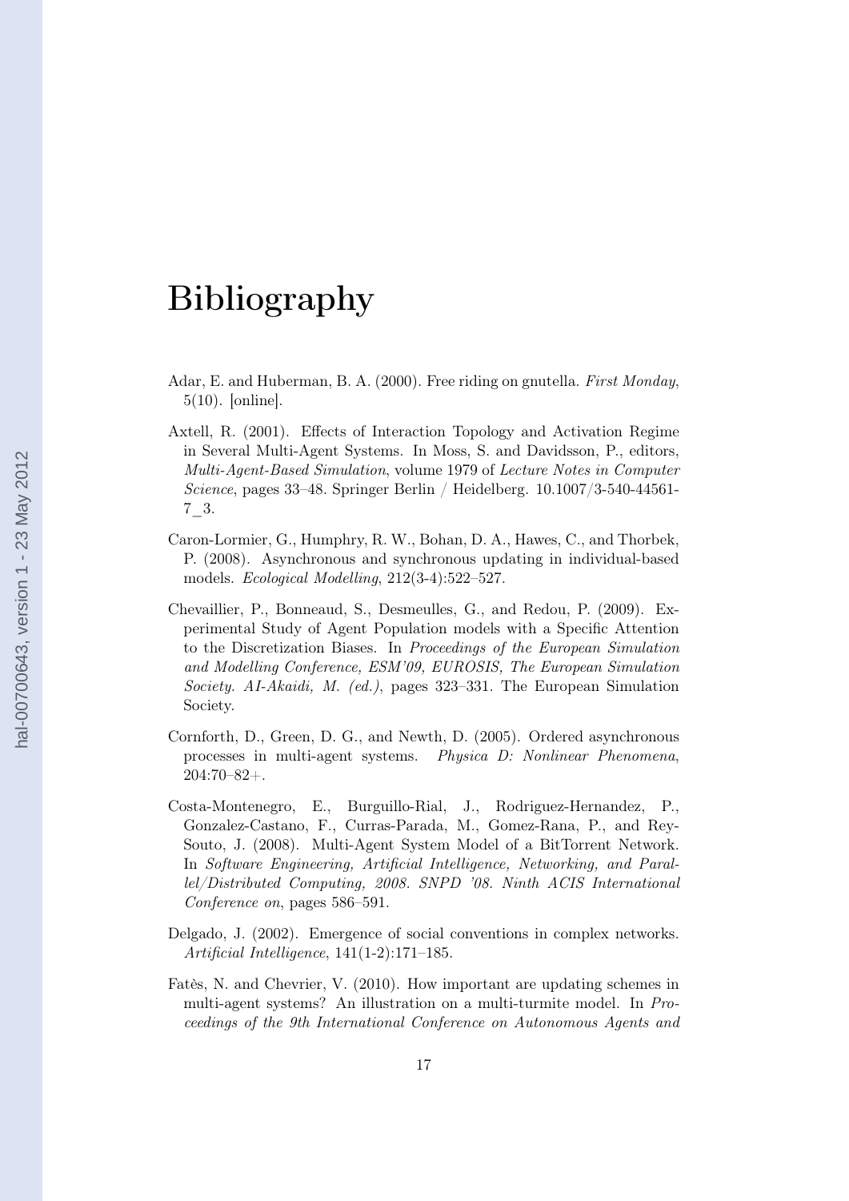# Bibliography

Adar, E. and Huberman, B. A. (2000). Free riding on gnutella. *First Monday*, 5(10). [online].

Axtell, R. (2001). Effects of Interaction Topology and Activation Regime in Several Multi-Agent Systems. In Moss, S. and Davidsson, P., editors, *Multi-Agent-Based Simulation*, volume 1979 of *Lecture Notes in Computer Science*, pages 33–48. Springer Berlin / Heidelberg. 10.1007/3-540-44561-7_3.

Caron-Lormier, G., Humphry, R. W., Bohan, D. A., Hawes, C., and Thorbek, P. (2008). Asynchronous and synchronous updating in individual-based models. *Ecological Modelling*, 212(3-4):522–527.

Chevaillier, P., Bonneaud, S., Desmeulles, G., and Redou, P. (2009). Experimental Study of Agent Population models with a Specific Attention to the Discretization Biases. In *Proceedings of the European Simulation and Modelling Conference, ESM'09, EUROSIS, The European Simulation Society. AI-Akaidi, M. (ed.)*, pages 323–331. The European Simulation Society.

Cornforth, D., Green, D. G., and Newth, D. (2005). Ordered asynchronous processes in multi-agent systems. *Physica D: Nonlinear Phenomena*, 204:70–82+.

Costa-Montenegro, E., Burguillo-Rial, J., Rodriguez-Hernandez, P., Gonzalez-Castano, F., Curras-Parada, M., Gomez-Rana, P., and Rey-Souto, J. (2008). Multi-Agent System Model of a BitTorrent Network. In *Software Engineering, Artificial Intelligence, Networking, and Parallel/Distributed Computing, 2008. SNPD '08. Ninth ACIS International Conference on*, pages 586–591.

Delgado, J. (2002). Emergence of social conventions in complex networks. *Artificial Intelligence*, 141(1-2):171–185.

Fatès, N. and Chevrier, V. (2010). How important are updating schemes in multi-agent systems? An illustration on a multi-turmite model. In *Proceedings of the 9th International Conference on Autonomous Agents and*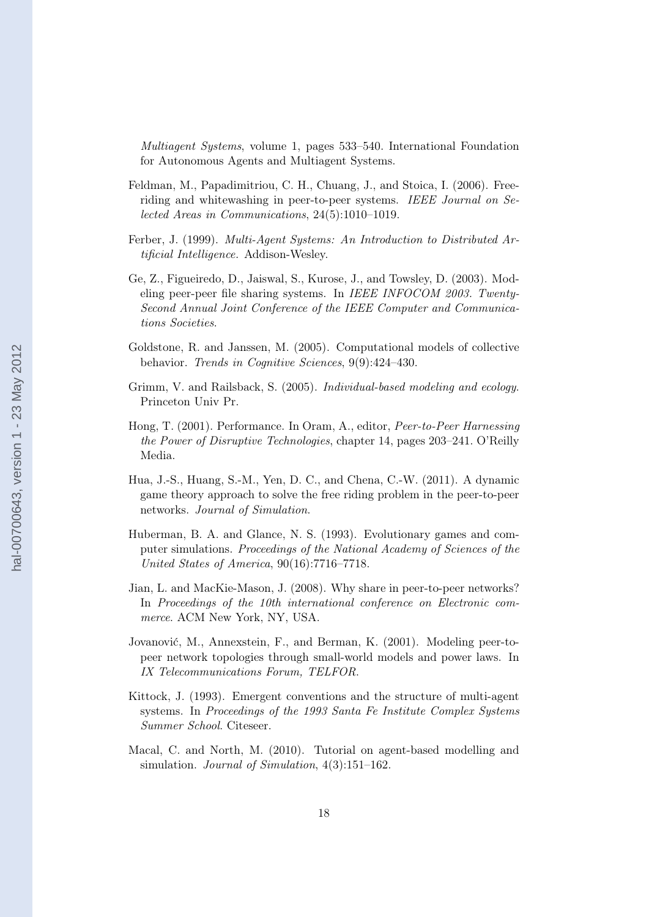*Multiagent Systems*, volume 1, pages 533–540. International Foundation for Autonomous Agents and Multiagent Systems.

Feldman, M., Papadimitriou, C. H., Chuang, J., and Stoica, I. (2006). Free-riding and whitewashing in peer-to-peer systems. *IEEE Journal on Selected Areas in Communications*, 24(5):1010–1019.

Ferber, J. (1999). *Multi-Agent Systems: An Introduction to Distributed Artificial Intelligence.* Addison-Wesley.

Ge, Z., Figueiredo, D., Jaiswal, S., Kurose, J., and Towsley, D. (2003). Modeling peer-peer file sharing systems. In *IEEE INFOCOM 2003. Twenty-Second Annual Joint Conference of the IEEE Computer and Communications Societies*.

Goldstone, R. and Janssen, M. (2005). Computational models of collective behavior. *Trends in Cognitive Sciences*, 9(9):424–430.

Grimm, V. and Railsback, S. (2005). *Individual-based modeling and ecology.* Princeton Univ Pr.

Hong, T. (2001). Performance. In Oram, A., editor, *Peer-to-Peer Harnessing the Power of Disruptive Technologies*, chapter 14, pages 203–241. O'Reilly Media.

Hua, J.-S., Huang, S.-M., Yen, D. C., and Chena, C.-W. (2011). A dynamic game theory approach to solve the free riding problem in the peer-to-peer networks. *Journal of Simulation*.

Huberman, B. A. and Glance, N. S. (1993). Evolutionary games and computer simulations. *Proceedings of the National Academy of Sciences of the United States of America*, 90(16):7716–7718.

Jian, L. and MacKie-Mason, J. (2008). Why share in peer-to-peer networks? In *Proceedings of the 10th international conference on Electronic commerce.* ACM New York, NY, USA.

Jovanović, M., Annexstein, F., and Berman, K. (2001). Modeling peer-to-peer network topologies through small-world models and power laws. In *IX Telecommunications Forum, TELFOR.*

Kittock, J. (1993). Emergent conventions and the structure of multi-agent systems. In *Proceedings of the 1993 Santa Fe Institute Complex Systems Summer School*. Citeseer.

Macal, C. and North, M. (2010). Tutorial on agent-based modelling and simulation. *Journal of Simulation*, 4(3):151–162.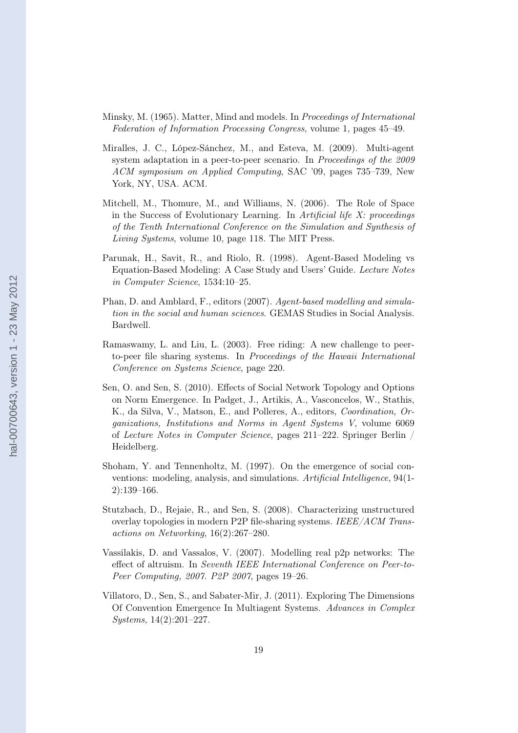Minsky, M. (1965). Matter, Mind and models. In *Proceedings of International Federation of Information Processing Congress*, volume 1, pages 45–49.

Miralles, J. C., López-Sánchez, M., and Esteva, M. (2009). Multi-agent system adaptation in a peer-to-peer scenario. In *Proceedings of the 2009 ACM symposium on Applied Computing*, SAC '09, pages 735–739, New York, NY, USA. ACM.

Mitchell, M., Thomure, M., and Williams, N. (2006). The Role of Space in the Success of Evolutionary Learning. In *Artificial life X: proceedings of the Tenth International Conference on the Simulation and Synthesis of Living Systems*, volume 10, page 118. The MIT Press.

Parunak, H., Savit, R., and Riolo, R. (1998). Agent-Based Modeling vs Equation-Based Modeling: A Case Study and Users' Guide. *Lecture Notes in Computer Science*, 1534:10–25.

Phan, D. and Amblard, F., editors (2007). *Agent-based modelling and simulation in the social and human sciences*. GEMAS Studies in Social Analysis. Bardwell.

Ramaswamy, L. and Liu, L. (2003). Free riding: A new challenge to peer-to-peer file sharing systems. In *Proceedings of the Hawaii International Conference on Systems Science*, page 220.

Sen, O. and Sen, S. (2010). Effects of Social Network Topology and Options on Norm Emergence. In Padget, J., Artikis, A., Vasconcelos, W., Stathis, K., da Silva, V., Matson, E., and Polleres, A., editors, *Coordination, Organizations, Institutions and Norms in Agent Systems V*, volume 6069 of *Lecture Notes in Computer Science*, pages 211–222. Springer Berlin / Heidelberg.

Shoham, Y. and Tennenholtz, M. (1997). On the emergence of social conventions: modeling, analysis, and simulations. *Artificial Intelligence*, 94(1-2):139–166.

Stutzbach, D., Rejaie, R., and Sen, S. (2008). Characterizing unstructured overlay topologies in modern P2P file-sharing systems. *IEEE/ACM Transactions on Networking*, 16(2):267–280.

Vassilakis, D. and Vassalos, V. (2007). Modelling real p2p networks: The effect of altruism. In *Seventh IEEE International Conference on Peer-to-Peer Computing, 2007. P2P 2007*, pages 19–26.

Villatoro, D., Sen, S., and Sabater-Mir, J. (2011). Exploring The Dimensions Of Convention Emergence In Multiagent Systems. *Advances in Complex Systems*, 14(2):201–227.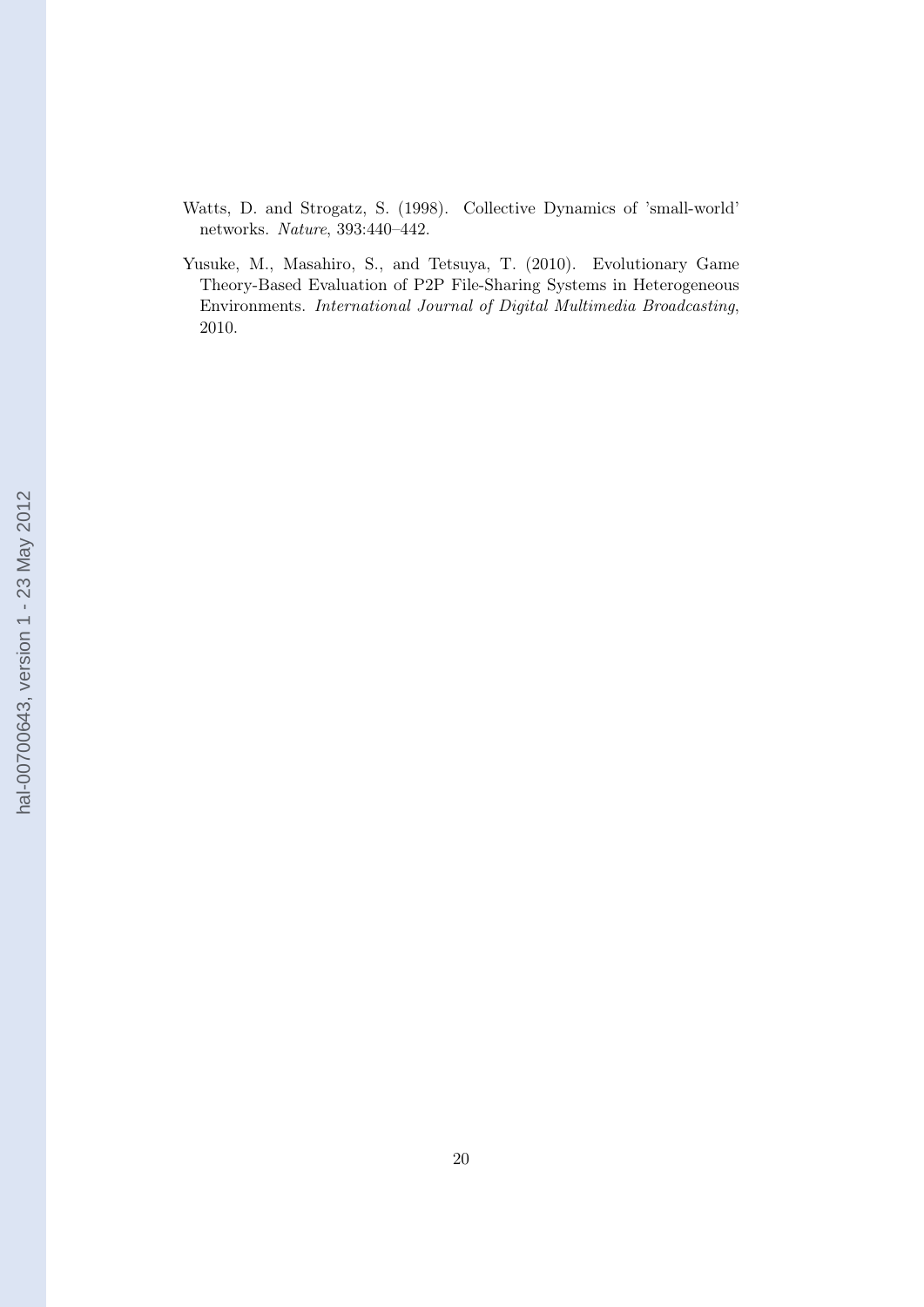Watts, D. and Strogatz, S. (1998). Collective Dynamics of 'small-world' networks. *Nature*, 393:440–442.

Yusuke, M., Masahiro, S., and Tetsuya, T. (2010). Evolutionary Game Theory-Based Evaluation of P2P File-Sharing Systems in Heterogeneous Environments. *International Journal of Digital Multimedia Broadcasting*, 2010.